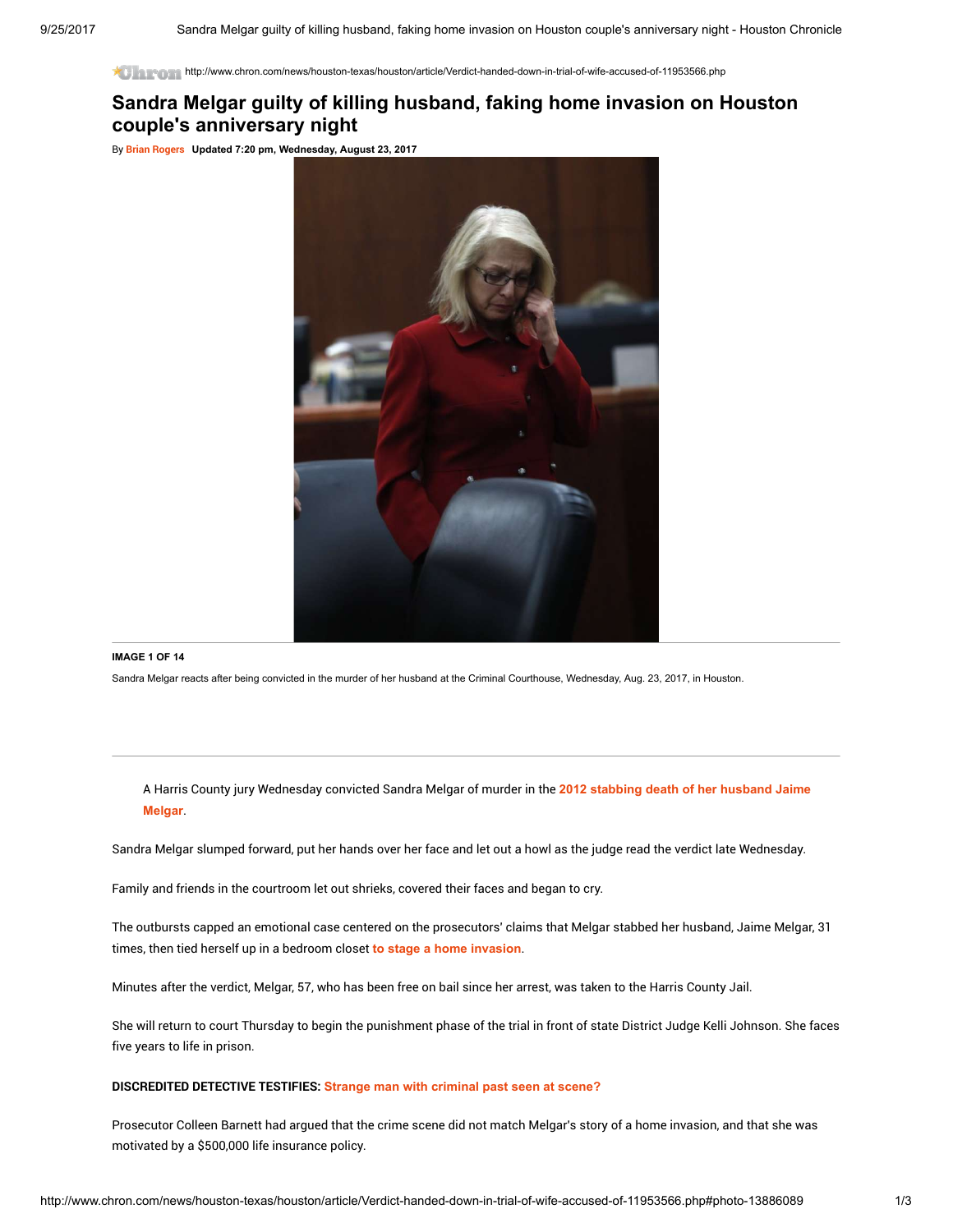http://www.chron.com/news/houston-texas/houston/article/Verdict-handed-down-in-trial-of-wife-accused-of-11953566.php

# Sandra Melgar guilty of killing husband, faking home invasion on Houston couple's anniversary night

By **Brian Rogers** **Updated 7:20 pm, Wednesday, August 23, 2017**

**IMAGE 1 OF 14**

Sandra Melgar reacts after being convicted in the murder of her husband at the Criminal Courthouse, Wednesday, Aug. 23, 2017, in Houston.

A Harris County jury Wednesday convicted Sandra Melgar of murder in the **2012 stabbing death of her husband Jaime Melgar**.

Sandra Melgar slumped forward, put her hands over her face and let out a howl as the judge read the verdict late Wednesday.

Family and friends in the courtroom let out shrieks, covered their faces and began to cry.

The outbursts capped an emotional case centered on the prosecutors' claims that Melgar stabbed her husband, Jaime Melgar, 31 times, then tied herself up in a bedroom closet **to stage a home invasion**.

Minutes after the verdict, Melgar, 57, who has been free on bail since her arrest, was taken to the Harris County Jail.

She will return to court Thursday to begin the punishment phase of the trial in front of state District Judge Kelli Johnson. She faces five years to life in prison.

**DISCREDITED DETECTIVE TESTIFIES: Strange man with criminal past seen at scene?**

Prosecutor Colleen Barnett had argued that the crime scene did not match Melgar's story of a home invasion, and that she was motivated by a $500,000 life insurance policy.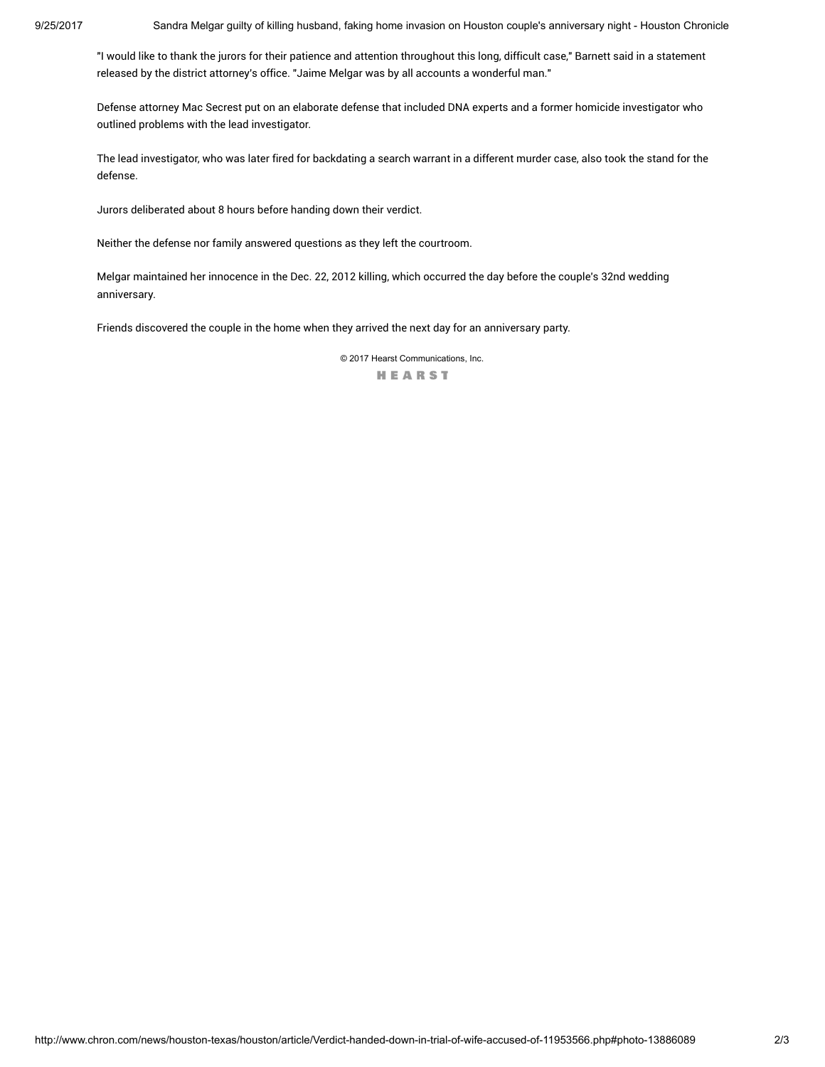"I would like to thank the jurors for their patience and attention throughout this long, difficult case," Barnett said in a statement released by the district attorney's office. "Jaime Melgar was by all accounts a wonderful man."

Defense attorney Mac Secrest put on an elaborate defense that included DNA experts and a former homicide investigator who outlined problems with the lead investigator.

The lead investigator, who was later fired for backdating a search warrant in a different murder case, also took the stand for the defense.

Jurors deliberated about 8 hours before handing down their verdict.

Neither the defense nor family answered questions as they left the courtroom.

Melgar maintained her innocence in the Dec. 22, 2012 killing, which occurred the day before the couple's 32nd wedding anniversary.

Friends discovered the couple in the home when they arrived the next day for an anniversary party.

© 2017 Hearst Communications, Inc.

HEARST